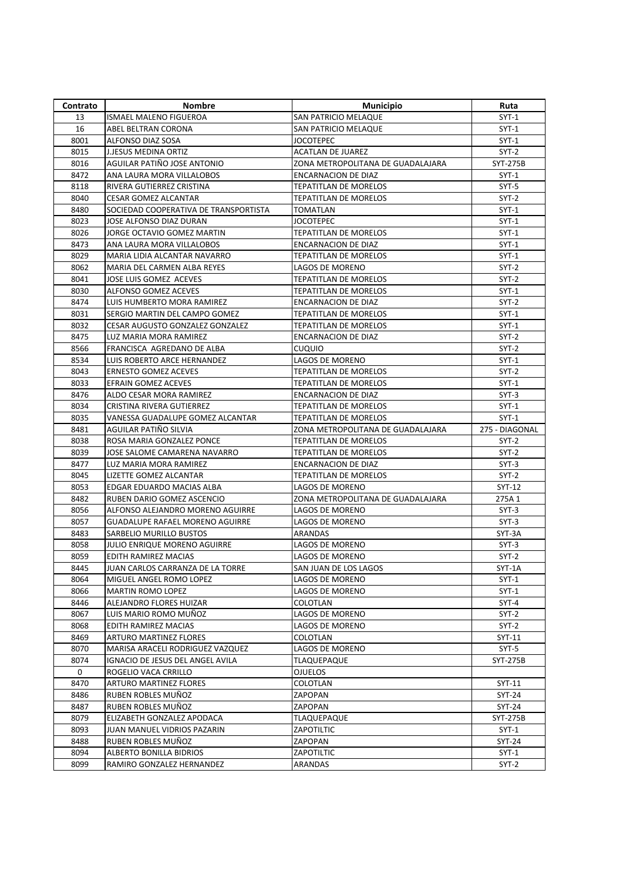| Contrato | Nombre | Municipio | Ruta |
| --- | --- | --- | --- |
| 13 | ISMAEL MALENO FIGUEROA | SAN PATRICIO MELAQUE | SYT-1 |
| 16 | ABEL BELTRAN CORONA | SAN PATRICIO MELAQUE | SYT-1 |
| 8001 | ALFONSO DIAZ SOSA | JOCOTEPEC | SYT-1 |
| 8015 | J.JESUS MEDINA ORTIZ | ACATLAN DE JUAREZ | SYT-2 |
| 8016 | AGUILAR PATIÑO JOSE ANTONIO | ZONA METROPOLITANA DE GUADALAJARA | SYT-275B |
| 8472 | ANA LAURA MORA VILLALOBOS | ENCARNACION DE DIAZ | SYT-1 |
| 8118 | RIVERA GUTIERREZ CRISTINA | TEPATITLAN DE MORELOS | SYT-5 |
| 8040 | CESAR GOMEZ ALCANTAR | TEPATITLAN DE MORELOS | SYT-2 |
| 8480 | SOCIEDAD COOPERATIVA DE TRANSPORTISTA | TOMATLAN | SYT-1 |
| 8023 | JOSE ALFONSO DIAZ DURAN | JOCOTEPEC | SYT-1 |
| 8026 | JORGE OCTAVIO GOMEZ MARTIN | TEPATITLAN DE MORELOS | SYT-1 |
| 8473 | ANA LAURA MORA VILLALOBOS | ENCARNACION DE DIAZ | SYT-1 |
| 8029 | MARIA LIDIA ALCANTAR NAVARRO | TEPATITLAN DE MORELOS | SYT-1 |
| 8062 | MARIA DEL CARMEN ALBA REYES | LAGOS DE MORENO | SYT-2 |
| 8041 | JOSE LUIS GOMEZ ACEVES | TEPATITLAN DE MORELOS | SYT-2 |
| 8030 | ALFONSO GOMEZ ACEVES | TEPATITLAN DE MORELOS | SYT-1 |
| 8474 | LUIS HUMBERTO MORA RAMIREZ | ENCARNACION DE DIAZ | SYT-2 |
| 8031 | SERGIO MARTIN DEL CAMPO GOMEZ | TEPATITLAN DE MORELOS | SYT-1 |
| 8032 | CESAR AUGUSTO GONZALEZ GONZALEZ | TEPATITLAN DE MORELOS | SYT-1 |
| 8475 | LUZ MARIA MORA RAMIREZ | ENCARNACION DE DIAZ | SYT-2 |
| 8566 | FRANCISCA AGREDANO DE ALBA | CUQUIO | SYT-2 |
| 8534 | LUIS ROBERTO ARCE HERNANDEZ | LAGOS DE MORENO | SYT-1 |
| 8043 | ERNESTO GOMEZ ACEVES | TEPATITLAN DE MORELOS | SYT-2 |
| 8033 | EFRAIN GOMEZ ACEVES | TEPATITLAN DE MORELOS | SYT-1 |
| 8476 | ALDO CESAR MORA RAMIREZ | ENCARNACION DE DIAZ | SYT-3 |
| 8034 | CRISTINA RIVERA GUTIERREZ | TEPATITLAN DE MORELOS | SYT-1 |
| 8035 | VANESSA GUADALUPE GOMEZ ALCANTAR | TEPATITLAN DE MORELOS | SYT-1 |
| 8481 | AGUILAR PATIÑO SILVIA | ZONA METROPOLITANA DE GUADALAJARA | 275 - DIAGONAL |
| 8038 | ROSA MARIA GONZALEZ PONCE | TEPATITLAN DE MORELOS | SYT-2 |
| 8039 | JOSE SALOME CAMARENA NAVARRO | TEPATITLAN DE MORELOS | SYT-2 |
| 8477 | LUZ MARIA MORA RAMIREZ | ENCARNACION DE DIAZ | SYT-3 |
| 8045 | LIZETTE GOMEZ ALCANTAR | TEPATITLAN DE MORELOS | SYT-2 |
| 8053 | EDGAR EDUARDO MACIAS ALBA | LAGOS DE MORENO | SYT-12 |
| 8482 | RUBEN DARIO GOMEZ ASCENCIO | ZONA METROPOLITANA DE GUADALAJARA | 275A 1 |
| 8056 | ALFONSO ALEJANDRO MORENO AGUIRRE | LAGOS DE MORENO | SYT-3 |
| 8057 | GUADALUPE RAFAEL MORENO AGUIRRE | LAGOS DE MORENO | SYT-3 |
| 8483 | SARBELIO MURILLO BUSTOS | ARANDAS | SYT-3A |
| 8058 | JULIO ENRIQUE MORENO AGUIRRE | LAGOS DE MORENO | SYT-3 |
| 8059 | EDITH RAMIREZ MACIAS | LAGOS DE MORENO | SYT-2 |
| 8445 | JUAN CARLOS CARRANZA DE LA TORRE | SAN JUAN DE LOS LAGOS | SYT-1A |
| 8064 | MIGUEL ANGEL ROMO LOPEZ | LAGOS DE MORENO | SYT-1 |
| 8066 | MARTIN ROMO LOPEZ | LAGOS DE MORENO | SYT-1 |
| 8446 | ALEJANDRO FLORES HUIZAR | COLOTLAN | SYT-4 |
| 8067 | LUIS MARIO ROMO MUÑOZ | LAGOS DE MORENO | SYT-2 |
| 8068 | EDITH RAMIREZ MACIAS | LAGOS DE MORENO | SYT-2 |
| 8469 | ARTURO MARTINEZ FLORES | COLOTLAN | SYT-11 |
| 8070 | MARISA ARACELI RODRIGUEZ VAZQUEZ | LAGOS DE MORENO | SYT-5 |
| 8074 | IGNACIO DE JESUS DEL ANGEL AVILA | TLAQUEPAQUE | SYT-275B |
| 0 | ROGELIO VACA CRRILLO | OJUELOS | |
| 8470 | ARTURO MARTINEZ FLORES | COLOTLAN | SYT-11 |
| 8486 | RUBEN ROBLES MUÑOZ | ZAPOPAN | SYT-24 |
| 8487 | RUBEN ROBLES MUÑOZ | ZAPOPAN | SYT-24 |
| 8079 | ELIZABETH GONZALEZ APODACA | TLAQUEPAQUE | SYT-275B |
| 8093 | JUAN MANUEL VIDRIOS PAZARIN | ZAPOTILTIC | SYT-1 |
| 8488 | RUBEN ROBLES MUÑOZ | ZAPOPAN | SYT-24 |
| 8094 | ALBERTO BONILLA BIDRIOS | ZAPOTILTIC | SYT-1 |
| 8099 | RAMIRO GONZALEZ HERNANDEZ | ARANDAS | SYT-2 |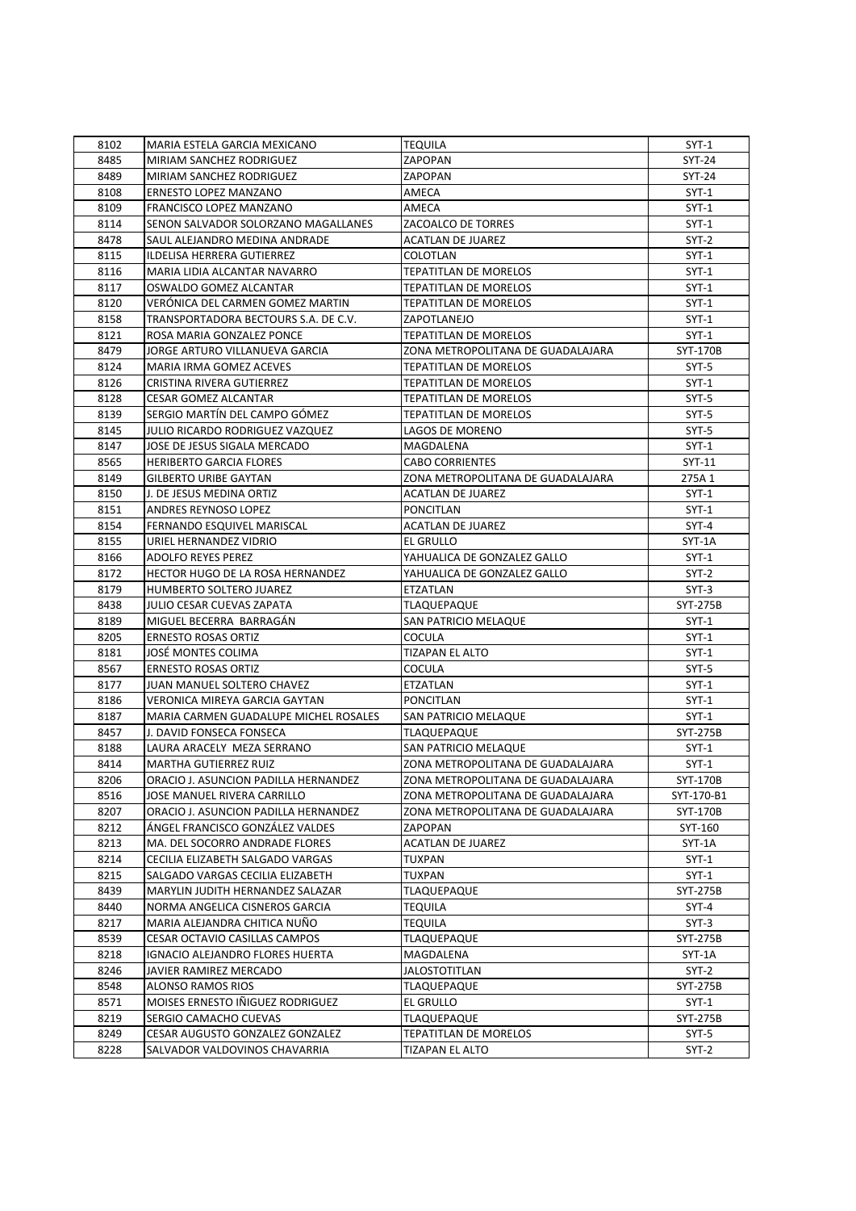| 8102 | MARIA ESTELA GARCIA MEXICANO | TEQUILA | SYT-1 |
|---|---|---|---|
| 8485 | MIRIAM SANCHEZ RODRIGUEZ | ZAPOPAN | SYT-24 |
| 8489 | MIRIAM SANCHEZ RODRIGUEZ | ZAPOPAN | SYT-24 |
| 8108 | ERNESTO LOPEZ MANZANO | AMECA | SYT-1 |
| 8109 | FRANCISCO LOPEZ MANZANO | AMECA | SYT-1 |
| 8114 | SENON SALVADOR SOLORZANO MAGALLANES | ZACOALCO DE TORRES | SYT-1 |
| 8478 | SAUL ALEJANDRO MEDINA ANDRADE | ACATLAN DE JUAREZ | SYT-2 |
| 8115 | ILDELISA HERRERA GUTIERREZ | COLOTLAN | SYT-1 |
| 8116 | MARIA LIDIA ALCANTAR NAVARRO | TEPATITLAN DE MORELOS | SYT-1 |
| 8117 | OSWALDO GOMEZ ALCANTAR | TEPATITLAN DE MORELOS | SYT-1 |
| 8120 | VERÓNICA DEL CARMEN GOMEZ MARTIN | TEPATITLAN DE MORELOS | SYT-1 |
| 8158 | TRANSPORTADORA BECTOURS S.A. DE C.V. | ZAPOTLANEJO | SYT-1 |
| 8121 | ROSA MARIA GONZALEZ PONCE | TEPATITLAN DE MORELOS | SYT-1 |
| 8479 | JORGE ARTURO VILLANUEVA GARCIA | ZONA METROPOLITANA DE GUADALAJARA | SYT-170B |
| 8124 | MARIA IRMA GOMEZ ACEVES | TEPATITLAN DE MORELOS | SYT-5 |
| 8126 | CRISTINA RIVERA GUTIERREZ | TEPATITLAN DE MORELOS | SYT-1 |
| 8128 | CESAR GOMEZ ALCANTAR | TEPATITLAN DE MORELOS | SYT-5 |
| 8139 | SERGIO MARTÍN DEL CAMPO GÓMEZ | TEPATITLAN DE MORELOS | SYT-5 |
| 8145 | JULIO RICARDO RODRIGUEZ VAZQUEZ | LAGOS DE MORENO | SYT-5 |
| 8147 | JOSE DE JESUS SIGALA MERCADO | MAGDALENA | SYT-1 |
| 8565 | HERIBERTO GARCIA FLORES | CABO CORRIENTES | SYT-11 |
| 8149 | GILBERTO URIBE GAYTAN | ZONA METROPOLITANA DE GUADALAJARA | 275A 1 |
| 8150 | J. DE JESUS MEDINA ORTIZ | ACATLAN DE JUAREZ | SYT-1 |
| 8151 | ANDRES REYNOSO LOPEZ | PONCITLAN | SYT-1 |
| 8154 | FERNANDO ESQUIVEL MARISCAL | ACATLAN DE JUAREZ | SYT-4 |
| 8155 | URIEL HERNANDEZ VIDRIO | EL GRULLO | SYT-1A |
| 8166 | ADOLFO REYES PEREZ | YAHUALICA DE GONZALEZ GALLO | SYT-1 |
| 8172 | HECTOR HUGO DE LA ROSA HERNANDEZ | YAHUALICA DE GONZALEZ GALLO | SYT-2 |
| 8179 | HUMBERTO SOLTERO JUAREZ | ETZATLAN | SYT-3 |
| 8438 | JULIO CESAR CUEVAS ZAPATA | TLAQUEPAQUE | SYT-275B |
| 8189 | MIGUEL BECERRA BARRAGÁN | SAN PATRICIO MELAQUE | SYT-1 |
| 8205 | ERNESTO ROSAS ORTIZ | COCULA | SYT-1 |
| 8181 | JOSÉ MONTES COLIMA | TIZAPAN EL ALTO | SYT-1 |
| 8567 | ERNESTO ROSAS ORTIZ | COCULA | SYT-5 |
| 8177 | JUAN MANUEL SOLTERO CHAVEZ | ETZATLAN | SYT-1 |
| 8186 | VERONICA MIREYA GARCIA GAYTAN | PONCITLAN | SYT-1 |
| 8187 | MARIA CARMEN GUADALUPE MICHEL ROSALES | SAN PATRICIO MELAQUE | SYT-1 |
| 8457 | J. DAVID FONSECA FONSECA | TLAQUEPAQUE | SYT-275B |
| 8188 | LAURA ARACELY MEZA SERRANO | SAN PATRICIO MELAQUE | SYT-1 |
| 8414 | MARTHA GUTIERREZ RUIZ | ZONA METROPOLITANA DE GUADALAJARA | SYT-1 |
| 8206 | ORACIO J. ASUNCION PADILLA HERNANDEZ | ZONA METROPOLITANA DE GUADALAJARA | SYT-170B |
| 8516 | JOSE MANUEL RIVERA CARRILLO | ZONA METROPOLITANA DE GUADALAJARA | SYT-170-B1 |
| 8207 | ORACIO J. ASUNCION PADILLA HERNANDEZ | ZONA METROPOLITANA DE GUADALAJARA | SYT-170B |
| 8212 | ÁNGEL FRANCISCO GONZÁLEZ VALDES | ZAPOPAN | SYT-160 |
| 8213 | MA. DEL SOCORRO ANDRADE FLORES | ACATLAN DE JUAREZ | SYT-1A |
| 8214 | CECILIA ELIZABETH SALGADO VARGAS | TUXPAN | SYT-1 |
| 8215 | SALGADO VARGAS CECILIA ELIZABETH | TUXPAN | SYT-1 |
| 8439 | MARYLIN JUDITH HERNANDEZ SALAZAR | TLAQUEPAQUE | SYT-275B |
| 8440 | NORMA ANGELICA CISNEROS GARCIA | TEQUILA | SYT-4 |
| 8217 | MARIA ALEJANDRA CHITICA NUÑO | TEQUILA | SYT-3 |
| 8539 | CESAR OCTAVIO CASILLAS CAMPOS | TLAQUEPAQUE | SYT-275B |
| 8218 | IGNACIO ALEJANDRO FLORES HUERTA | MAGDALENA | SYT-1A |
| 8246 | JAVIER RAMIREZ MERCADO | JALOSTOTITLAN | SYT-2 |
| 8548 | ALONSO RAMOS RIOS | TLAQUEPAQUE | SYT-275B |
| 8571 | MOISES ERNESTO IÑIGUEZ RODRIGUEZ | EL GRULLO | SYT-1 |
| 8219 | SERGIO CAMACHO CUEVAS | TLAQUEPAQUE | SYT-275B |
| 8249 | CESAR AUGUSTO GONZALEZ GONZALEZ | TEPATITLAN DE MORELOS | SYT-5 |
| 8228 | SALVADOR VALDOVINOS CHAVARRIA | TIZAPAN EL ALTO | SYT-2 |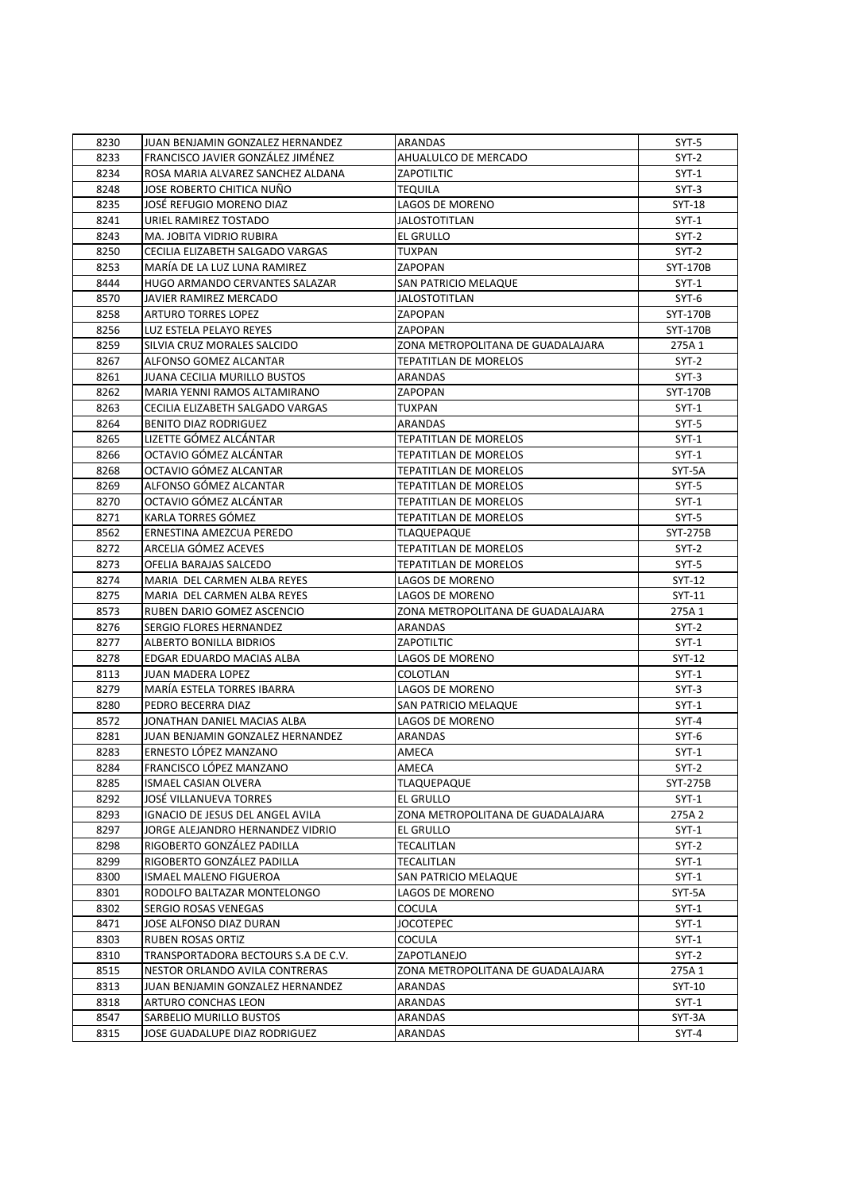| 8230 | JUAN BENJAMIN GONZALEZ HERNANDEZ | ARANDAS | SYT-5 |
|---|---|---|---|
| 8233 | FRANCISCO JAVIER GONZÁLEZ JIMÉNEZ | AHUALULCO DE MERCADO | SYT-2 |
| 8234 | ROSA MARIA ALVAREZ SANCHEZ ALDANA | ZAPOTILTIC | SYT-1 |
| 8248 | JOSE ROBERTO CHITICA NUÑO | TEQUILA | SYT-3 |
| 8235 | JOSÉ REFUGIO MORENO DIAZ | LAGOS DE MORENO | SYT-18 |
| 8241 | URIEL RAMIREZ TOSTADO | JALOSTOTITLAN | SYT-1 |
| 8243 | MA. JOBITA VIDRIO RUBIRA | EL GRULLO | SYT-2 |
| 8250 | CECILIA ELIZABETH SALGADO VARGAS | TUXPAN | SYT-2 |
| 8253 | MARÍA DE LA LUZ LUNA RAMIREZ | ZAPOPAN | SYT-170B |
| 8444 | HUGO ARMANDO CERVANTES SALAZAR | SAN PATRICIO MELAQUE | SYT-1 |
| 8570 | JAVIER RAMIREZ MERCADO | JALOSTOTITLAN | SYT-6 |
| 8258 | ARTURO TORRES LOPEZ | ZAPOPAN | SYT-170B |
| 8256 | LUZ ESTELA PELAYO REYES | ZAPOPAN | SYT-170B |
| 8259 | SILVIA CRUZ MORALES SALCIDO | ZONA METROPOLITANA DE GUADALAJARA | 275A 1 |
| 8267 | ALFONSO GOMEZ ALCANTAR | TEPATITLAN DE MORELOS | SYT-2 |
| 8261 | JUANA CECILIA MURILLO BUSTOS | ARANDAS | SYT-3 |
| 8262 | MARIA YENNI RAMOS ALTAMIRANO | ZAPOPAN | SYT-170B |
| 8263 | CECILIA ELIZABETH SALGADO VARGAS | TUXPAN | SYT-1 |
| 8264 | BENITO DIAZ RODRIGUEZ | ARANDAS | SYT-5 |
| 8265 | LIZETTE GÓMEZ ALCÁNTAR | TEPATITLAN DE MORELOS | SYT-1 |
| 8266 | OCTAVIO GÓMEZ ALCÁNTAR | TEPATITLAN DE MORELOS | SYT-1 |
| 8268 | OCTAVIO GÓMEZ ALCANTAR | TEPATITLAN DE MORELOS | SYT-5A |
| 8269 | ALFONSO GÓMEZ ALCANTAR | TEPATITLAN DE MORELOS | SYT-5 |
| 8270 | OCTAVIO GÓMEZ ALCÁNTAR | TEPATITLAN DE MORELOS | SYT-1 |
| 8271 | KARLA TORRES GÓMEZ | TEPATITLAN DE MORELOS | SYT-5 |
| 8562 | ERNESTINA AMEZCUA PEREDO | TLAQUEPAQUE | SYT-275B |
| 8272 | ARCELIA GÓMEZ ACEVES | TEPATITLAN DE MORELOS | SYT-2 |
| 8273 | OFELIA BARAJAS SALCEDO | TEPATITLAN DE MORELOS | SYT-5 |
| 8274 | MARIA DEL CARMEN ALBA REYES | LAGOS DE MORENO | SYT-12 |
| 8275 | MARIA DEL CARMEN ALBA REYES | LAGOS DE MORENO | SYT-11 |
| 8573 | RUBEN DARIO GOMEZ ASCENCIO | ZONA METROPOLITANA DE GUADALAJARA | 275A 1 |
| 8276 | SERGIO FLORES HERNANDEZ | ARANDAS | SYT-2 |
| 8277 | ALBERTO BONILLA BIDRIOS | ZAPOTILTIC | SYT-1 |
| 8278 | EDGAR EDUARDO MACIAS ALBA | LAGOS DE MORENO | SYT-12 |
| 8113 | JUAN MADERA LOPEZ | COLOTLAN | SYT-1 |
| 8279 | MARÍA ESTELA TORRES IBARRA | LAGOS DE MORENO | SYT-3 |
| 8280 | PEDRO BECERRA DIAZ | SAN PATRICIO MELAQUE | SYT-1 |
| 8572 | JONATHAN DANIEL MACIAS ALBA | LAGOS DE MORENO | SYT-4 |
| 8281 | JUAN BENJAMIN GONZALEZ HERNANDEZ | ARANDAS | SYT-6 |
| 8283 | ERNESTO LÓPEZ MANZANO | AMECA | SYT-1 |
| 8284 | FRANCISCO LÓPEZ MANZANO | AMECA | SYT-2 |
| 8285 | ISMAEL CASIAN OLVERA | TLAQUEPAQUE | SYT-275B |
| 8292 | JOSÉ VILLANUEVA TORRES | EL GRULLO | SYT-1 |
| 8293 | IGNACIO DE JESUS DEL ANGEL AVILA | ZONA METROPOLITANA DE GUADALAJARA | 275A 2 |
| 8297 | JORGE ALEJANDRO HERNANDEZ VIDRIO | EL GRULLO | SYT-1 |
| 8298 | RIGOBERTO GONZÁLEZ PADILLA | TECALITLAN | SYT-2 |
| 8299 | RIGOBERTO GONZÁLEZ PADILLA | TECALITLAN | SYT-1 |
| 8300 | ISMAEL MALENO FIGUEROA | SAN PATRICIO MELAQUE | SYT-1 |
| 8301 | RODOLFO BALTAZAR MONTELONGO | LAGOS DE MORENO | SYT-5A |
| 8302 | SERGIO ROSAS VENEGAS | COCULA | SYT-1 |
| 8471 | JOSE ALFONSO DIAZ DURAN | JOCOTEPEC | SYT-1 |
| 8303 | RUBEN ROSAS ORTIZ | COCULA | SYT-1 |
| 8310 | TRANSPORTADORA BECTOURS S.A DE C.V. | ZAPOTLANEJO | SYT-2 |
| 8515 | NESTOR ORLANDO AVILA CONTRERAS | ZONA METROPOLITANA DE GUADALAJARA | 275A 1 |
| 8313 | JUAN BENJAMIN GONZALEZ HERNANDEZ | ARANDAS | SYT-10 |
| 8318 | ARTURO CONCHAS LEON | ARANDAS | SYT-1 |
| 8547 | SARBELIO MURILLO BUSTOS | ARANDAS | SYT-3A |
| 8315 | JOSE GUADALUPE DIAZ RODRIGUEZ | ARANDAS | SYT-4 |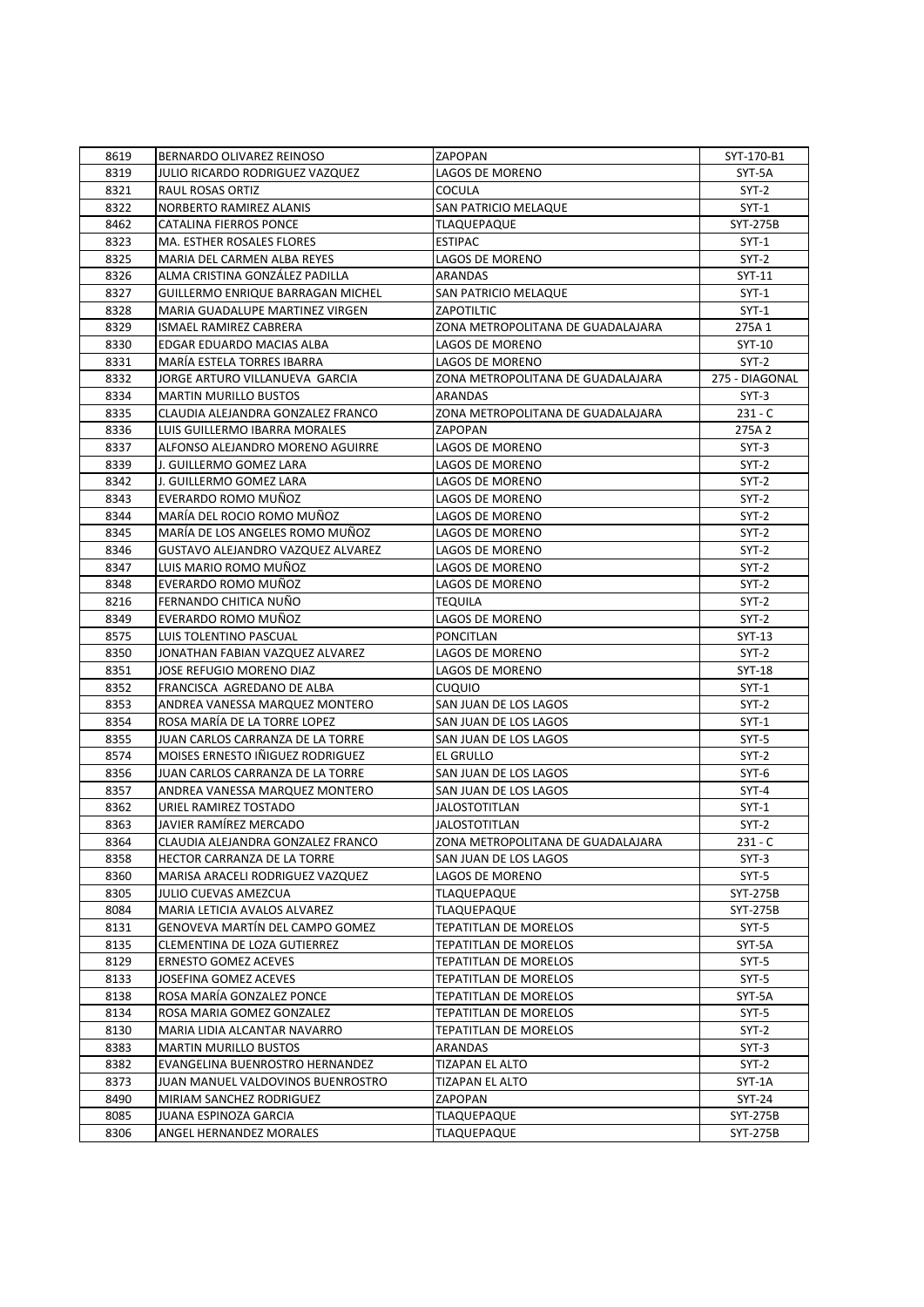| | | | |
|---|---|---|---|
| 8619 | BERNARDO OLIVAREZ REINOSO | ZAPOPAN | SYT-170-B1 |
| 8319 | JULIO RICARDO RODRIGUEZ VAZQUEZ | LAGOS DE MORENO | SYT-5A |
| 8321 | RAUL ROSAS ORTIZ | COCULA | SYT-2 |
| 8322 | NORBERTO RAMIREZ ALANIS | SAN PATRICIO MELAQUE | SYT-1 |
| 8462 | CATALINA FIERROS PONCE | TLAQUEPAQUE | SYT-275B |
| 8323 | MA. ESTHER ROSALES FLORES | ESTIPAC | SYT-1 |
| 8325 | MARIA DEL CARMEN ALBA REYES | LAGOS DE MORENO | SYT-2 |
| 8326 | ALMA CRISTINA GONZÁLEZ PADILLA | ARANDAS | SYT-11 |
| 8327 | GUILLERMO ENRIQUE BARRAGAN MICHEL | SAN PATRICIO MELAQUE | SYT-1 |
| 8328 | MARIA GUADALUPE MARTINEZ VIRGEN | ZAPOTILTIC | SYT-1 |
| 8329 | ISMAEL RAMIREZ CABRERA | ZONA METROPOLITANA DE GUADALAJARA | 275A 1 |
| 8330 | EDGAR EDUARDO MACIAS ALBA | LAGOS DE MORENO | SYT-10 |
| 8331 | MARÍA ESTELA TORRES IBARRA | LAGOS DE MORENO | SYT-2 |
| 8332 | JORGE ARTURO VILLANUEVA GARCIA | ZONA METROPOLITANA DE GUADALAJARA | 275 - DIAGONAL |
| 8334 | MARTIN MURILLO BUSTOS | ARANDAS | SYT-3 |
| 8335 | CLAUDIA ALEJANDRA GONZALEZ FRANCO | ZONA METROPOLITANA DE GUADALAJARA | 231 - C |
| 8336 | LUIS GUILLERMO IBARRA MORALES | ZAPOPAN | 275A 2 |
| 8337 | ALFONSO ALEJANDRO MORENO AGUIRRE | LAGOS DE MORENO | SYT-3 |
| 8339 | J. GUILLERMO GOMEZ LARA | LAGOS DE MORENO | SYT-2 |
| 8342 | J. GUILLERMO GOMEZ LARA | LAGOS DE MORENO | SYT-2 |
| 8343 | EVERARDO ROMO MUÑOZ | LAGOS DE MORENO | SYT-2 |
| 8344 | MARÍA DEL ROCIO ROMO MUÑOZ | LAGOS DE MORENO | SYT-2 |
| 8345 | MARÍA DE LOS ANGELES ROMO MUÑOZ | LAGOS DE MORENO | SYT-2 |
| 8346 | GUSTAVO ALEJANDRO VAZQUEZ ALVAREZ | LAGOS DE MORENO | SYT-2 |
| 8347 | LUIS MARIO ROMO MUÑOZ | LAGOS DE MORENO | SYT-2 |
| 8348 | EVERARDO ROMO MUÑOZ | LAGOS DE MORENO | SYT-2 |
| 8216 | FERNANDO CHITICA NUÑO | TEQUILA | SYT-2 |
| 8349 | EVERARDO ROMO MUÑOZ | LAGOS DE MORENO | SYT-2 |
| 8575 | LUIS TOLENTINO PASCUAL | PONCITLAN | SYT-13 |
| 8350 | JONATHAN FABIAN VAZQUEZ ALVAREZ | LAGOS DE MORENO | SYT-2 |
| 8351 | JOSE REFUGIO MORENO DIAZ | LAGOS DE MORENO | SYT-18 |
| 8352 | FRANCISCA AGREDANO DE ALBA | CUQUIO | SYT-1 |
| 8353 | ANDREA VANESSA MARQUEZ MONTERO | SAN JUAN DE LOS LAGOS | SYT-2 |
| 8354 | ROSA MARÍA DE LA TORRE LOPEZ | SAN JUAN DE LOS LAGOS | SYT-1 |
| 8355 | JUAN CARLOS CARRANZA DE LA TORRE | SAN JUAN DE LOS LAGOS | SYT-5 |
| 8574 | MOISES ERNESTO IÑIGUEZ RODRIGUEZ | EL GRULLO | SYT-2 |
| 8356 | JUAN CARLOS CARRANZA DE LA TORRE | SAN JUAN DE LOS LAGOS | SYT-6 |
| 8357 | ANDREA VANESSA MARQUEZ MONTERO | SAN JUAN DE LOS LAGOS | SYT-4 |
| 8362 | URIEL RAMIREZ TOSTADO | JALOSTOTITLAN | SYT-1 |
| 8363 | JAVIER RAMÍREZ MERCADO | JALOSTOTITLAN | SYT-2 |
| 8364 | CLAUDIA ALEJANDRA GONZALEZ FRANCO | ZONA METROPOLITANA DE GUADALAJARA | 231 - C |
| 8358 | HECTOR CARRANZA DE LA TORRE | SAN JUAN DE LOS LAGOS | SYT-3 |
| 8360 | MARISA ARACELI RODRIGUEZ VAZQUEZ | LAGOS DE MORENO | SYT-5 |
| 8305 | JULIO CUEVAS AMEZCUA | TLAQUEPAQUE | SYT-275B |
| 8084 | MARIA LETICIA AVALOS ALVAREZ | TLAQUEPAQUE | SYT-275B |
| 8131 | GENOVEVA MARTÍN DEL CAMPO GOMEZ | TEPATITLAN DE MORELOS | SYT-5 |
| 8135 | CLEMENTINA DE LOZA GUTIERREZ | TEPATITLAN DE MORELOS | SYT-5A |
| 8129 | ERNESTO GOMEZ ACEVES | TEPATITLAN DE MORELOS | SYT-5 |
| 8133 | JOSEFINA GOMEZ ACEVES | TEPATITLAN DE MORELOS | SYT-5 |
| 8138 | ROSA MARÍA GONZALEZ PONCE | TEPATITLAN DE MORELOS | SYT-5A |
| 8134 | ROSA MARIA GOMEZ GONZALEZ | TEPATITLAN DE MORELOS | SYT-5 |
| 8130 | MARIA LIDIA ALCANTAR NAVARRO | TEPATITLAN DE MORELOS | SYT-2 |
| 8383 | MARTIN MURILLO BUSTOS | ARANDAS | SYT-3 |
| 8382 | EVANGELINA BUENROSTRO HERNANDEZ | TIZAPAN EL ALTO | SYT-2 |
| 8373 | JUAN MANUEL VALDOVINOS BUENROSTRO | TIZAPAN EL ALTO | SYT-1A |
| 8490 | MIRIAM SANCHEZ RODRIGUEZ | ZAPOPAN | SYT-24 |
| 8085 | JUANA ESPINOZA GARCIA | TLAQUEPAQUE | SYT-275B |
| 8306 | ANGEL HERNANDEZ MORALES | TLAQUEPAQUE | SYT-275B |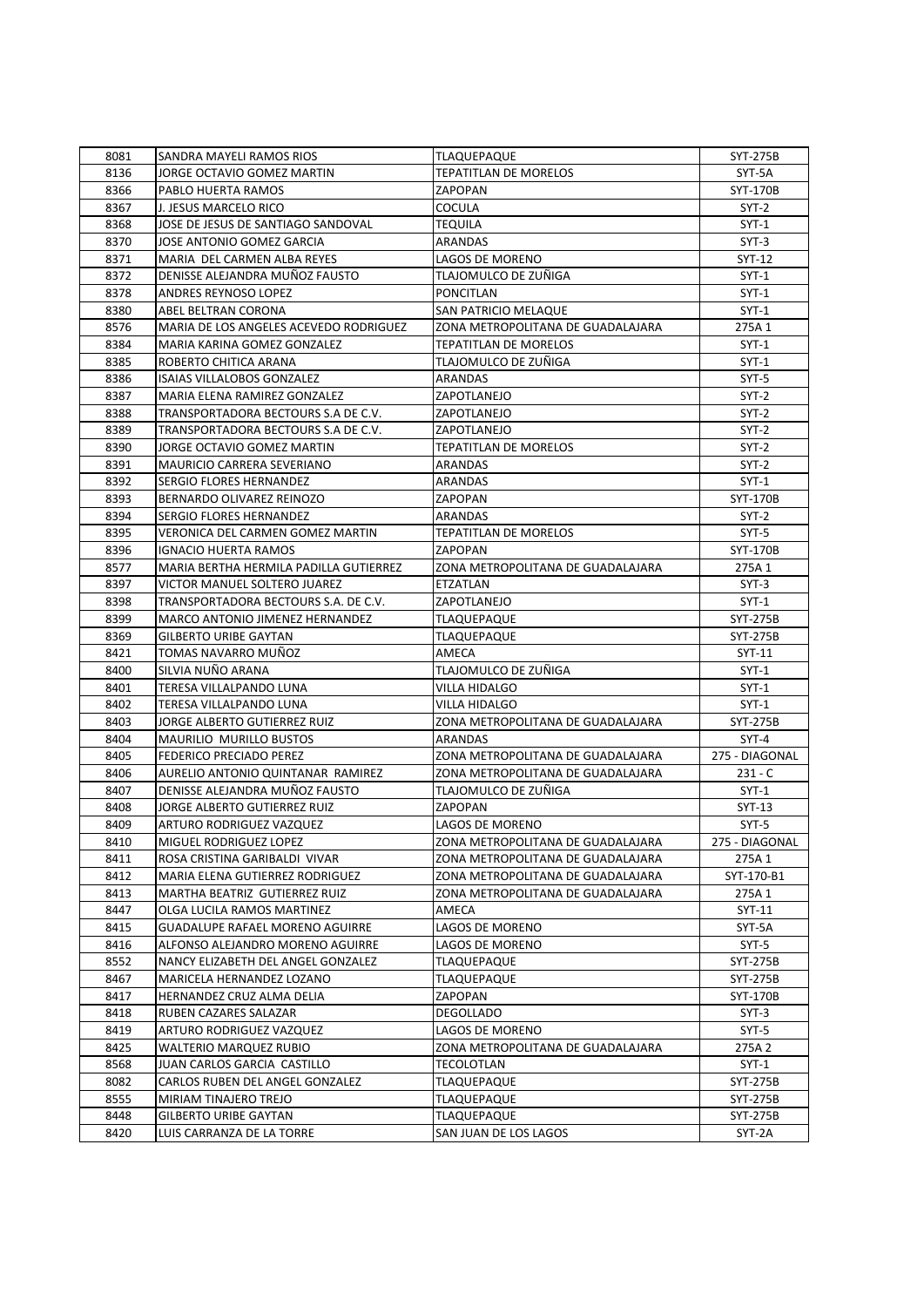| 8081 | SANDRA MAYELI RAMOS RIOS | TLAQUEPAQUE | SYT-275B |
|---|---|---|---|
| 8136 | JORGE OCTAVIO GOMEZ MARTIN | TEPATITLAN DE MORELOS | SYT-5A |
| 8366 | PABLO HUERTA RAMOS | ZAPOPAN | SYT-170B |
| 8367 | J. JESUS MARCELO RICO | COCULA | SYT-2 |
| 8368 | JOSE DE JESUS DE SANTIAGO SANDOVAL | TEQUILA | SYT-1 |
| 8370 | JOSE ANTONIO GOMEZ GARCIA | ARANDAS | SYT-3 |
| 8371 | MARIA DEL CARMEN ALBA REYES | LAGOS DE MORENO | SYT-12 |
| 8372 | DENISSE ALEJANDRA MUÑOZ FAUSTO | TLAJOMULCO DE ZUÑIGA | SYT-1 |
| 8378 | ANDRES REYNOSO LOPEZ | PONCITLAN | SYT-1 |
| 8380 | ABEL BELTRAN CORONA | SAN PATRICIO MELAQUE | SYT-1 |
| 8576 | MARIA DE LOS ANGELES ACEVEDO RODRIGUEZ | ZONA METROPOLITANA DE GUADALAJARA | 275A 1 |
| 8384 | MARIA KARINA GOMEZ GONZALEZ | TEPATITLAN DE MORELOS | SYT-1 |
| 8385 | ROBERTO CHITICA ARANA | TLAJOMULCO DE ZUÑIGA | SYT-1 |
| 8386 | ISAIAS VILLALOBOS GONZALEZ | ARANDAS | SYT-5 |
| 8387 | MARIA ELENA RAMIREZ GONZALEZ | ZAPOTLANEJO | SYT-2 |
| 8388 | TRANSPORTADORA BECTOURS S.A DE C.V. | ZAPOTLANEJO | SYT-2 |
| 8389 | TRANSPORTADORA BECTOURS S.A DE C.V. | ZAPOTLANEJO | SYT-2 |
| 8390 | JORGE OCTAVIO GOMEZ MARTIN | TEPATITLAN DE MORELOS | SYT-2 |
| 8391 | MAURICIO CARRERA SEVERIANO | ARANDAS | SYT-2 |
| 8392 | SERGIO FLORES HERNANDEZ | ARANDAS | SYT-1 |
| 8393 | BERNARDO OLIVAREZ REINOZO | ZAPOPAN | SYT-170B |
| 8394 | SERGIO FLORES HERNANDEZ | ARANDAS | SYT-2 |
| 8395 | VERONICA DEL CARMEN GOMEZ MARTIN | TEPATITLAN DE MORELOS | SYT-5 |
| 8396 | IGNACIO HUERTA RAMOS | ZAPOPAN | SYT-170B |
| 8577 | MARIA BERTHA HERMILA PADILLA GUTIERREZ | ZONA METROPOLITANA DE GUADALAJARA | 275A 1 |
| 8397 | VICTOR MANUEL SOLTERO JUAREZ | ETZATLAN | SYT-3 |
| 8398 | TRANSPORTADORA BECTOURS S.A. DE C.V. | ZAPOTLANEJO | SYT-1 |
| 8399 | MARCO ANTONIO JIMENEZ HERNANDEZ | TLAQUEPAQUE | SYT-275B |
| 8369 | GILBERTO URIBE GAYTAN | TLAQUEPAQUE | SYT-275B |
| 8421 | TOMAS NAVARRO MUÑOZ | AMECA | SYT-11 |
| 8400 | SILVIA NUÑO ARANA | TLAJOMULCO DE ZUÑIGA | SYT-1 |
| 8401 | TERESA VILLALPANDO LUNA | VILLA HIDALGO | SYT-1 |
| 8402 | TERESA VILLALPANDO LUNA | VILLA HIDALGO | SYT-1 |
| 8403 | JORGE ALBERTO GUTIERREZ RUIZ | ZONA METROPOLITANA DE GUADALAJARA | SYT-275B |
| 8404 | MAURILIO MURILLO BUSTOS | ARANDAS | SYT-4 |
| 8405 | FEDERICO PRECIADO PEREZ | ZONA METROPOLITANA DE GUADALAJARA | 275 - DIAGONAL |
| 8406 | AURELIO ANTONIO QUINTANAR RAMIREZ | ZONA METROPOLITANA DE GUADALAJARA | 231 - C |
| 8407 | DENISSE ALEJANDRA MUÑOZ FAUSTO | TLAJOMULCO DE ZUÑIGA | SYT-1 |
| 8408 | JORGE ALBERTO GUTIERREZ RUIZ | ZAPOPAN | SYT-13 |
| 8409 | ARTURO RODRIGUEZ VAZQUEZ | LAGOS DE MORENO | SYT-5 |
| 8410 | MIGUEL RODRIGUEZ LOPEZ | ZONA METROPOLITANA DE GUADALAJARA | 275 - DIAGONAL |
| 8411 | ROSA CRISTINA GARIBALDI VIVAR | ZONA METROPOLITANA DE GUADALAJARA | 275A 1 |
| 8412 | MARIA ELENA GUTIERREZ RODRIGUEZ | ZONA METROPOLITANA DE GUADALAJARA | SYT-170-B1 |
| 8413 | MARTHA BEATRIZ GUTIERREZ RUIZ | ZONA METROPOLITANA DE GUADALAJARA | 275A 1 |
| 8447 | OLGA LUCILA RAMOS MARTINEZ | AMECA | SYT-11 |
| 8415 | GUADALUPE RAFAEL MORENO AGUIRRE | LAGOS DE MORENO | SYT-5A |
| 8416 | ALFONSO ALEJANDRO MORENO AGUIRRE | LAGOS DE MORENO | SYT-5 |
| 8552 | NANCY ELIZABETH DEL ANGEL GONZALEZ | TLAQUEPAQUE | SYT-275B |
| 8467 | MARICELA HERNANDEZ LOZANO | TLAQUEPAQUE | SYT-275B |
| 8417 | HERNANDEZ CRUZ ALMA DELIA | ZAPOPAN | SYT-170B |
| 8418 | RUBEN CAZARES SALAZAR | DEGOLLADO | SYT-3 |
| 8419 | ARTURO RODRIGUEZ VAZQUEZ | LAGOS DE MORENO | SYT-5 |
| 8425 | WALTERIO MARQUEZ RUBIO | ZONA METROPOLITANA DE GUADALAJARA | 275A 2 |
| 8568 | JUAN CARLOS GARCIA CASTILLO | TECOLOTLAN | SYT-1 |
| 8082 | CARLOS RUBEN DEL ANGEL GONZALEZ | TLAQUEPAQUE | SYT-275B |
| 8555 | MIRIAM TINAJERO TREJO | TLAQUEPAQUE | SYT-275B |
| 8448 | GILBERTO URIBE GAYTAN | TLAQUEPAQUE | SYT-275B |
| 8420 | LUIS CARRANZA DE LA TORRE | SAN JUAN DE LOS LAGOS | SYT-2A |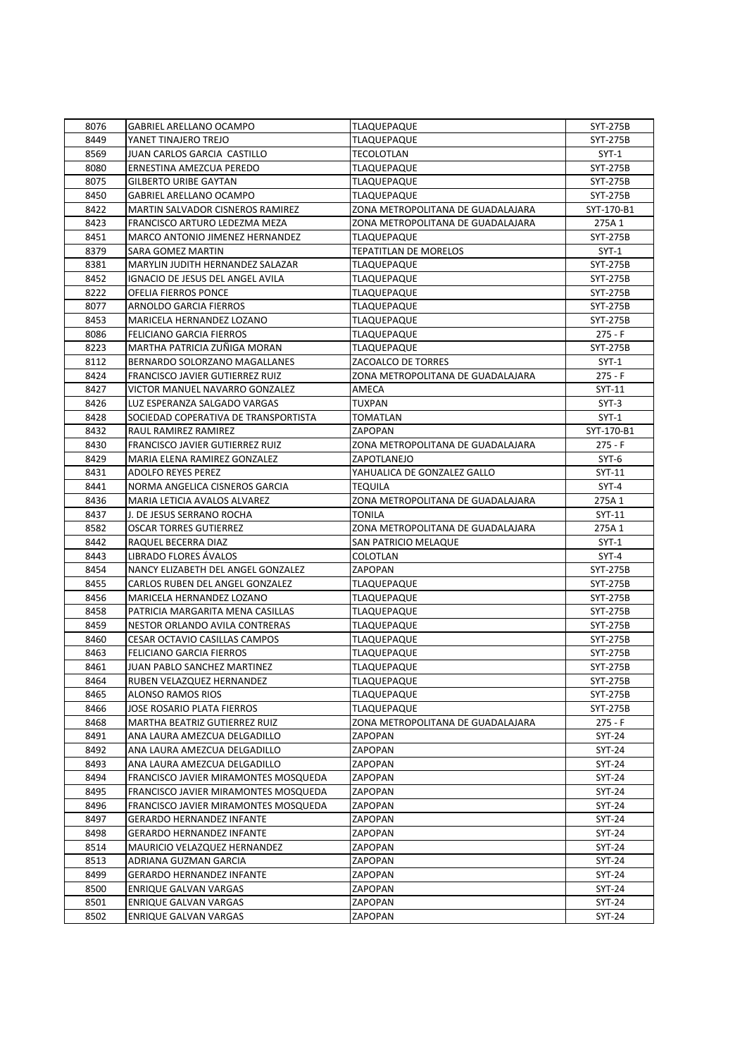| 8076 | GABRIEL ARELLANO OCAMPO | TLAQUEPAQUE | SYT-275B |
|---|---|---|---|
| 8449 | YANET TINAJERO TREJO | TLAQUEPAQUE | SYT-275B |
| 8569 | JUAN CARLOS GARCIA CASTILLO | TECOLOTLAN | SYT-1 |
| 8080 | ERNESTINA AMEZCUA PEREDO | TLAQUEPAQUE | SYT-275B |
| 8075 | GILBERTO URIBE GAYTAN | TLAQUEPAQUE | SYT-275B |
| 8450 | GABRIEL ARELLANO OCAMPO | TLAQUEPAQUE | SYT-275B |
| 8422 | MARTIN SALVADOR CISNEROS RAMIREZ | ZONA METROPOLITANA DE GUADALAJARA | SYT-170-B1 |
| 8423 | FRANCISCO ARTURO LEDEZMA MEZA | ZONA METROPOLITANA DE GUADALAJARA | 275A 1 |
| 8451 | MARCO ANTONIO JIMENEZ HERNANDEZ | TLAQUEPAQUE | SYT-275B |
| 8379 | SARA GOMEZ MARTIN | TEPATITLAN DE MORELOS | SYT-1 |
| 8381 | MARYLIN JUDITH HERNANDEZ SALAZAR | TLAQUEPAQUE | SYT-275B |
| 8452 | IGNACIO DE JESUS DEL ANGEL AVILA | TLAQUEPAQUE | SYT-275B |
| 8222 | OFELIA FIERROS PONCE | TLAQUEPAQUE | SYT-275B |
| 8077 | ARNOLDO GARCIA FIERROS | TLAQUEPAQUE | SYT-275B |
| 8453 | MARICELA HERNANDEZ LOZANO | TLAQUEPAQUE | SYT-275B |
| 8086 | FELICIANO GARCIA FIERROS | TLAQUEPAQUE | 275 - F |
| 8223 | MARTHA PATRICIA ZUÑIGA MORAN | TLAQUEPAQUE | SYT-275B |
| 8112 | BERNARDO SOLORZANO MAGALLANES | ZACOALCO DE TORRES | SYT-1 |
| 8424 | FRANCISCO JAVIER GUTIERREZ RUIZ | ZONA METROPOLITANA DE GUADALAJARA | 275 - F |
| 8427 | VICTOR MANUEL NAVARRO GONZALEZ | AMECA | SYT-11 |
| 8426 | LUZ ESPERANZA SALGADO VARGAS | TUXPAN | SYT-3 |
| 8428 | SOCIEDAD COPERATIVA DE TRANSPORTISTA | TOMATLAN | SYT-1 |
| 8432 | RAUL RAMIREZ RAMIREZ | ZAPOPAN | SYT-170-B1 |
| 8430 | FRANCISCO JAVIER GUTIERREZ RUIZ | ZONA METROPOLITANA DE GUADALAJARA | 275 - F |
| 8429 | MARIA ELENA RAMIREZ GONZALEZ | ZAPOTLANEJO | SYT-6 |
| 8431 | ADOLFO REYES PEREZ | YAHUALICA DE GONZALEZ GALLO | SYT-11 |
| 8441 | NORMA ANGELICA CISNEROS GARCIA | TEQUILA | SYT-4 |
| 8436 | MARIA LETICIA AVALOS ALVAREZ | ZONA METROPOLITANA DE GUADALAJARA | 275A 1 |
| 8437 | J. DE JESUS SERRANO ROCHA | TONILA | SYT-11 |
| 8582 | OSCAR TORRES GUTIERREZ | ZONA METROPOLITANA DE GUADALAJARA | 275A 1 |
| 8442 | RAQUEL BECERRA DIAZ | SAN PATRICIO MELAQUE | SYT-1 |
| 8443 | LIBRADO FLORES ÁVALOS | COLOTLAN | SYT-4 |
| 8454 | NANCY ELIZABETH DEL ANGEL GONZALEZ | ZAPOPAN | SYT-275B |
| 8455 | CARLOS RUBEN DEL ANGEL GONZALEZ | TLAQUEPAQUE | SYT-275B |
| 8456 | MARICELA HERNANDEZ LOZANO | TLAQUEPAQUE | SYT-275B |
| 8458 | PATRICIA MARGARITA MENA CASILLAS | TLAQUEPAQUE | SYT-275B |
| 8459 | NESTOR ORLANDO AVILA CONTRERAS | TLAQUEPAQUE | SYT-275B |
| 8460 | CESAR OCTAVIO CASILLAS CAMPOS | TLAQUEPAQUE | SYT-275B |
| 8463 | FELICIANO GARCIA FIERROS | TLAQUEPAQUE | SYT-275B |
| 8461 | JUAN PABLO SANCHEZ MARTINEZ | TLAQUEPAQUE | SYT-275B |
| 8464 | RUBEN VELAZQUEZ HERNANDEZ | TLAQUEPAQUE | SYT-275B |
| 8465 | ALONSO RAMOS RIOS | TLAQUEPAQUE | SYT-275B |
| 8466 | JOSE ROSARIO PLATA FIERROS | TLAQUEPAQUE | SYT-275B |
| 8468 | MARTHA BEATRIZ GUTIERREZ RUIZ | ZONA METROPOLITANA DE GUADALAJARA | 275 - F |
| 8491 | ANA LAURA AMEZCUA DELGADILLO | ZAPOPAN | SYT-24 |
| 8492 | ANA LAURA AMEZCUA DELGADILLO | ZAPOPAN | SYT-24 |
| 8493 | ANA LAURA AMEZCUA DELGADILLO | ZAPOPAN | SYT-24 |
| 8494 | FRANCISCO JAVIER MIRAMONTES MOSQUEDA | ZAPOPAN | SYT-24 |
| 8495 | FRANCISCO JAVIER MIRAMONTES MOSQUEDA | ZAPOPAN | SYT-24 |
| 8496 | FRANCISCO JAVIER MIRAMONTES MOSQUEDA | ZAPOPAN | SYT-24 |
| 8497 | GERARDO HERNANDEZ INFANTE | ZAPOPAN | SYT-24 |
| 8498 | GERARDO HERNANDEZ INFANTE | ZAPOPAN | SYT-24 |
| 8514 | MAURICIO VELAZQUEZ HERNANDEZ | ZAPOPAN | SYT-24 |
| 8513 | ADRIANA GUZMAN GARCIA | ZAPOPAN | SYT-24 |
| 8499 | GERARDO HERNANDEZ INFANTE | ZAPOPAN | SYT-24 |
| 8500 | ENRIQUE GALVAN VARGAS | ZAPOPAN | SYT-24 |
| 8501 | ENRIQUE GALVAN VARGAS | ZAPOPAN | SYT-24 |
| 8502 | ENRIQUE GALVAN VARGAS | ZAPOPAN | SYT-24 |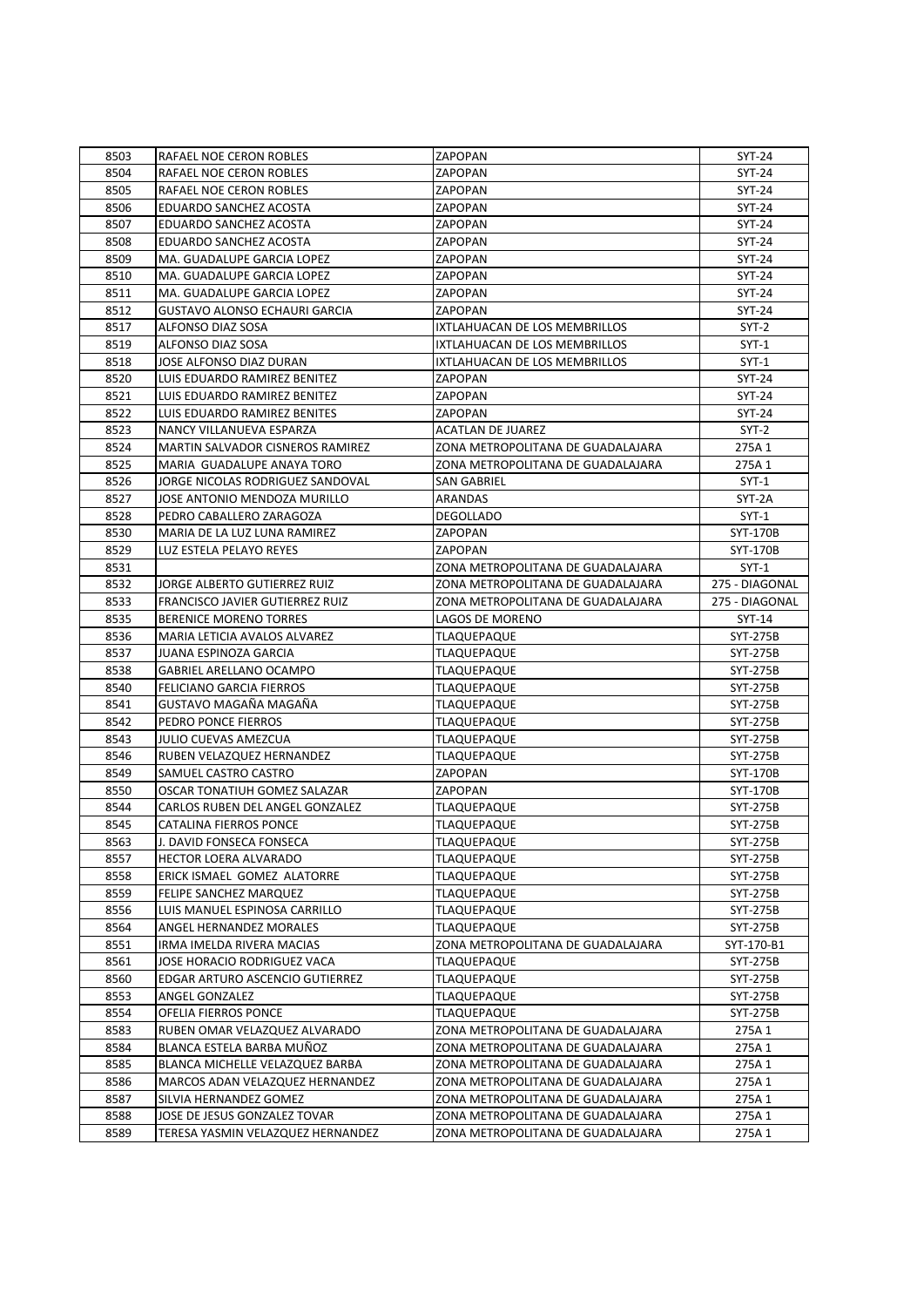| 8503 | RAFAEL NOE CERON ROBLES | ZAPOPAN | SYT-24 |
|---|---|---|---|
| 8504 | RAFAEL NOE CERON ROBLES | ZAPOPAN | SYT-24 |
| 8505 | RAFAEL NOE CERON ROBLES | ZAPOPAN | SYT-24 |
| 8506 | EDUARDO SANCHEZ ACOSTA | ZAPOPAN | SYT-24 |
| 8507 | EDUARDO SANCHEZ ACOSTA | ZAPOPAN | SYT-24 |
| 8508 | EDUARDO SANCHEZ ACOSTA | ZAPOPAN | SYT-24 |
| 8509 | MA. GUADALUPE GARCIA LOPEZ | ZAPOPAN | SYT-24 |
| 8510 | MA. GUADALUPE GARCIA LOPEZ | ZAPOPAN | SYT-24 |
| 8511 | MA. GUADALUPE GARCIA LOPEZ | ZAPOPAN | SYT-24 |
| 8512 | GUSTAVO ALONSO ECHAURI GARCIA | ZAPOPAN | SYT-24 |
| 8517 | ALFONSO DIAZ SOSA | IXTLAHUACAN DE LOS MEMBRILLOS | SYT-2 |
| 8519 | ALFONSO DIAZ SOSA | IXTLAHUACAN DE LOS MEMBRILLOS | SYT-1 |
| 8518 | JOSE ALFONSO DIAZ DURAN | IXTLAHUACAN DE LOS MEMBRILLOS | SYT-1 |
| 8520 | LUIS EDUARDO RAMIREZ BENITEZ | ZAPOPAN | SYT-24 |
| 8521 | LUIS EDUARDO RAMIREZ BENITEZ | ZAPOPAN | SYT-24 |
| 8522 | LUIS EDUARDO RAMIREZ BENITES | ZAPOPAN | SYT-24 |
| 8523 | NANCY VILLANUEVA ESPARZA | ACATLAN DE JUAREZ | SYT-2 |
| 8524 | MARTIN SALVADOR CISNEROS RAMIREZ | ZONA METROPOLITANA DE GUADALAJARA | 275A 1 |
| 8525 | MARIA GUADALUPE ANAYA TORO | ZONA METROPOLITANA DE GUADALAJARA | 275A 1 |
| 8526 | JORGE NICOLAS RODRIGUEZ SANDOVAL | SAN GABRIEL | SYT-1 |
| 8527 | JOSE ANTONIO MENDOZA MURILLO | ARANDAS | SYT-2A |
| 8528 | PEDRO CABALLERO ZARAGOZA | DEGOLLADO | SYT-1 |
| 8530 | MARIA DE LA LUZ LUNA RAMIREZ | ZAPOPAN | SYT-170B |
| 8529 | LUZ ESTELA PELAYO REYES | ZAPOPAN | SYT-170B |
| 8531 | | ZONA METROPOLITANA DE GUADALAJARA | SYT-1 |
| 8532 | JORGE ALBERTO GUTIERREZ RUIZ | ZONA METROPOLITANA DE GUADALAJARA | 275 - DIAGONAL |
| 8533 | FRANCISCO JAVIER GUTIERREZ RUIZ | ZONA METROPOLITANA DE GUADALAJARA | 275 - DIAGONAL |
| 8535 | BERENICE MORENO TORRES | LAGOS DE MORENO | SYT-14 |
| 8536 | MARIA LETICIA AVALOS ALVAREZ | TLAQUEPAQUE | SYT-275B |
| 8537 | JUANA ESPINOZA GARCIA | TLAQUEPAQUE | SYT-275B |
| 8538 | GABRIEL ARELLANO OCAMPO | TLAQUEPAQUE | SYT-275B |
| 8540 | FELICIANO GARCIA FIERROS | TLAQUEPAQUE | SYT-275B |
| 8541 | GUSTAVO MAGAÑA MAGAÑA | TLAQUEPAQUE | SYT-275B |
| 8542 | PEDRO PONCE FIERROS | TLAQUEPAQUE | SYT-275B |
| 8543 | JULIO CUEVAS AMEZCUA | TLAQUEPAQUE | SYT-275B |
| 8546 | RUBEN VELAZQUEZ HERNANDEZ | TLAQUEPAQUE | SYT-275B |
| 8549 | SAMUEL CASTRO CASTRO | ZAPOPAN | SYT-170B |
| 8550 | OSCAR TONATIUH GOMEZ SALAZAR | ZAPOPAN | SYT-170B |
| 8544 | CARLOS RUBEN DEL ANGEL GONZALEZ | TLAQUEPAQUE | SYT-275B |
| 8545 | CATALINA FIERROS PONCE | TLAQUEPAQUE | SYT-275B |
| 8563 | J. DAVID FONSECA FONSECA | TLAQUEPAQUE | SYT-275B |
| 8557 | HECTOR LOERA ALVARADO | TLAQUEPAQUE | SYT-275B |
| 8558 | ERICK ISMAEL GOMEZ ALATORRE | TLAQUEPAQUE | SYT-275B |
| 8559 | FELIPE SANCHEZ MARQUEZ | TLAQUEPAQUE | SYT-275B |
| 8556 | LUIS MANUEL ESPINOSA CARRILLO | TLAQUEPAQUE | SYT-275B |
| 8564 | ANGEL HERNANDEZ MORALES | TLAQUEPAQUE | SYT-275B |
| 8551 | IRMA IMELDA RIVERA MACIAS | ZONA METROPOLITANA DE GUADALAJARA | SYT-170-B1 |
| 8561 | JOSE HORACIO RODRIGUEZ VACA | TLAQUEPAQUE | SYT-275B |
| 8560 | EDGAR ARTURO ASCENCIO GUTIERREZ | TLAQUEPAQUE | SYT-275B |
| 8553 | ANGEL GONZALEZ | TLAQUEPAQUE | SYT-275B |
| 8554 | OFELIA FIERROS PONCE | TLAQUEPAQUE | SYT-275B |
| 8583 | RUBEN OMAR VELAZQUEZ ALVARADO | ZONA METROPOLITANA DE GUADALAJARA | 275A 1 |
| 8584 | BLANCA ESTELA BARBA MUÑOZ | ZONA METROPOLITANA DE GUADALAJARA | 275A 1 |
| 8585 | BLANCA MICHELLE VELAZQUEZ BARBA | ZONA METROPOLITANA DE GUADALAJARA | 275A 1 |
| 8586 | MARCOS ADAN VELAZQUEZ HERNANDEZ | ZONA METROPOLITANA DE GUADALAJARA | 275A 1 |
| 8587 | SILVIA HERNANDEZ GOMEZ | ZONA METROPOLITANA DE GUADALAJARA | 275A 1 |
| 8588 | JOSE DE JESUS GONZALEZ TOVAR | ZONA METROPOLITANA DE GUADALAJARA | 275A 1 |
| 8589 | TERESA YASMIN VELAZQUEZ HERNANDEZ | ZONA METROPOLITANA DE GUADALAJARA | 275A 1 |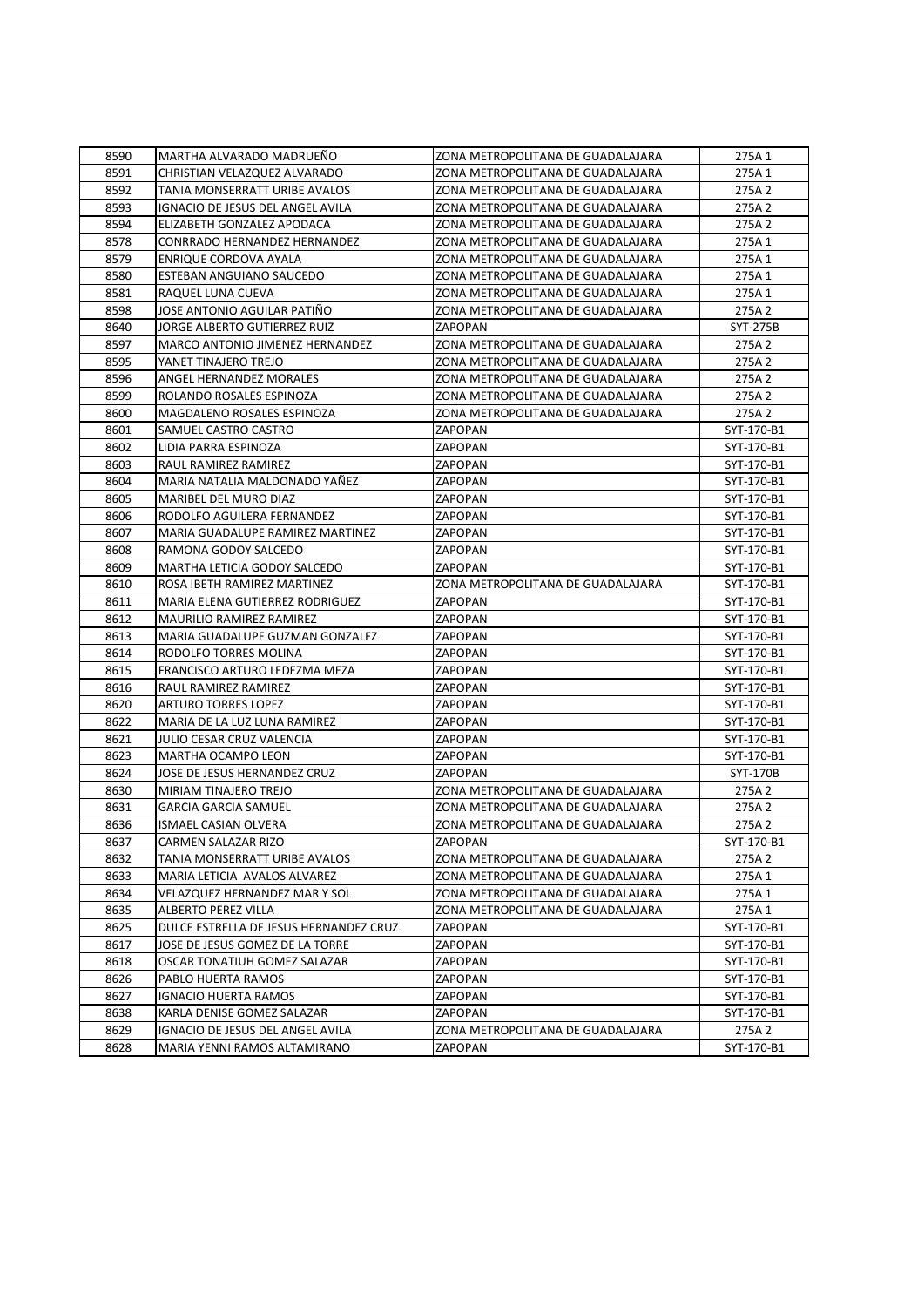| | | | |
|---|---|---|---|
| 8590 | MARTHA ALVARADO MADRUEÑO | ZONA METROPOLITANA DE GUADALAJARA | 275A 1 |
| 8591 | CHRISTIAN VELAZQUEZ ALVARADO | ZONA METROPOLITANA DE GUADALAJARA | 275A 1 |
| 8592 | TANIA MONSERRATT URIBE AVALOS | ZONA METROPOLITANA DE GUADALAJARA | 275A 2 |
| 8593 | IGNACIO DE JESUS DEL ANGEL AVILA | ZONA METROPOLITANA DE GUADALAJARA | 275A 2 |
| 8594 | ELIZABETH GONZALEZ APODACA | ZONA METROPOLITANA DE GUADALAJARA | 275A 2 |
| 8578 | CONRRADO HERNANDEZ HERNANDEZ | ZONA METROPOLITANA DE GUADALAJARA | 275A 1 |
| 8579 | ENRIQUE CORDOVA AYALA | ZONA METROPOLITANA DE GUADALAJARA | 275A 1 |
| 8580 | ESTEBAN ANGUIANO SAUCEDO | ZONA METROPOLITANA DE GUADALAJARA | 275A 1 |
| 8581 | RAQUEL LUNA CUEVA | ZONA METROPOLITANA DE GUADALAJARA | 275A 1 |
| 8598 | JOSE ANTONIO AGUILAR PATIÑO | ZONA METROPOLITANA DE GUADALAJARA | 275A 2 |
| 8640 | JORGE ALBERTO GUTIERREZ RUIZ | ZAPOPAN | SYT-275B |
| 8597 | MARCO ANTONIO JIMENEZ HERNANDEZ | ZONA METROPOLITANA DE GUADALAJARA | 275A 2 |
| 8595 | YANET TINAJERO TREJO | ZONA METROPOLITANA DE GUADALAJARA | 275A 2 |
| 8596 | ANGEL HERNANDEZ MORALES | ZONA METROPOLITANA DE GUADALAJARA | 275A 2 |
| 8599 | ROLANDO ROSALES ESPINOZA | ZONA METROPOLITANA DE GUADALAJARA | 275A 2 |
| 8600 | MAGDALENO ROSALES ESPINOZA | ZONA METROPOLITANA DE GUADALAJARA | 275A 2 |
| 8601 | SAMUEL CASTRO CASTRO | ZAPOPAN | SYT-170-B1 |
| 8602 | LIDIA PARRA ESPINOZA | ZAPOPAN | SYT-170-B1 |
| 8603 | RAUL RAMIREZ RAMIREZ | ZAPOPAN | SYT-170-B1 |
| 8604 | MARIA NATALIA MALDONADO YAÑEZ | ZAPOPAN | SYT-170-B1 |
| 8605 | MARIBEL DEL MURO DIAZ | ZAPOPAN | SYT-170-B1 |
| 8606 | RODOLFO AGUILERA FERNANDEZ | ZAPOPAN | SYT-170-B1 |
| 8607 | MARIA GUADALUPE RAMIREZ MARTINEZ | ZAPOPAN | SYT-170-B1 |
| 8608 | RAMONA GODOY SALCEDO | ZAPOPAN | SYT-170-B1 |
| 8609 | MARTHA LETICIA GODOY SALCEDO | ZAPOPAN | SYT-170-B1 |
| 8610 | ROSA IBETH RAMIREZ MARTINEZ | ZONA METROPOLITANA DE GUADALAJARA | SYT-170-B1 |
| 8611 | MARIA ELENA GUTIERREZ RODRIGUEZ | ZAPOPAN | SYT-170-B1 |
| 8612 | MAURILIO RAMIREZ RAMIREZ | ZAPOPAN | SYT-170-B1 |
| 8613 | MARIA GUADALUPE GUZMAN GONZALEZ | ZAPOPAN | SYT-170-B1 |
| 8614 | RODOLFO TORRES MOLINA | ZAPOPAN | SYT-170-B1 |
| 8615 | FRANCISCO ARTURO LEDEZMA MEZA | ZAPOPAN | SYT-170-B1 |
| 8616 | RAUL RAMIREZ RAMIREZ | ZAPOPAN | SYT-170-B1 |
| 8620 | ARTURO TORRES LOPEZ | ZAPOPAN | SYT-170-B1 |
| 8622 | MARIA DE LA LUZ LUNA RAMIREZ | ZAPOPAN | SYT-170-B1 |
| 8621 | JULIO CESAR CRUZ VALENCIA | ZAPOPAN | SYT-170-B1 |
| 8623 | MARTHA OCAMPO LEON | ZAPOPAN | SYT-170-B1 |
| 8624 | JOSE DE JESUS HERNANDEZ CRUZ | ZAPOPAN | SYT-170B |
| 8630 | MIRIAM TINAJERO TREJO | ZONA METROPOLITANA DE GUADALAJARA | 275A 2 |
| 8631 | GARCIA GARCIA SAMUEL | ZONA METROPOLITANA DE GUADALAJARA | 275A 2 |
| 8636 | ISMAEL CASIAN OLVERA | ZONA METROPOLITANA DE GUADALAJARA | 275A 2 |
| 8637 | CARMEN SALAZAR RIZO | ZAPOPAN | SYT-170-B1 |
| 8632 | TANIA MONSERRATT URIBE AVALOS | ZONA METROPOLITANA DE GUADALAJARA | 275A 2 |
| 8633 | MARIA LETICIA AVALOS ALVAREZ | ZONA METROPOLITANA DE GUADALAJARA | 275A 1 |
| 8634 | VELAZQUEZ HERNANDEZ MAR Y SOL | ZONA METROPOLITANA DE GUADALAJARA | 275A 1 |
| 8635 | ALBERTO PEREZ VILLA | ZONA METROPOLITANA DE GUADALAJARA | 275A 1 |
| 8625 | DULCE ESTRELLA DE JESUS HERNANDEZ CRUZ | ZAPOPAN | SYT-170-B1 |
| 8617 | JOSE DE JESUS GOMEZ DE LA TORRE | ZAPOPAN | SYT-170-B1 |
| 8618 | OSCAR TONATIUH GOMEZ SALAZAR | ZAPOPAN | SYT-170-B1 |
| 8626 | PABLO HUERTA RAMOS | ZAPOPAN | SYT-170-B1 |
| 8627 | IGNACIO HUERTA RAMOS | ZAPOPAN | SYT-170-B1 |
| 8638 | KARLA DENISE GOMEZ SALAZAR | ZAPOPAN | SYT-170-B1 |
| 8629 | IGNACIO DE JESUS DEL ANGEL AVILA | ZONA METROPOLITANA DE GUADALAJARA | 275A 2 |
| 8628 | MARIA YENNI RAMOS ALTAMIRANO | ZAPOPAN | SYT-170-B1 |